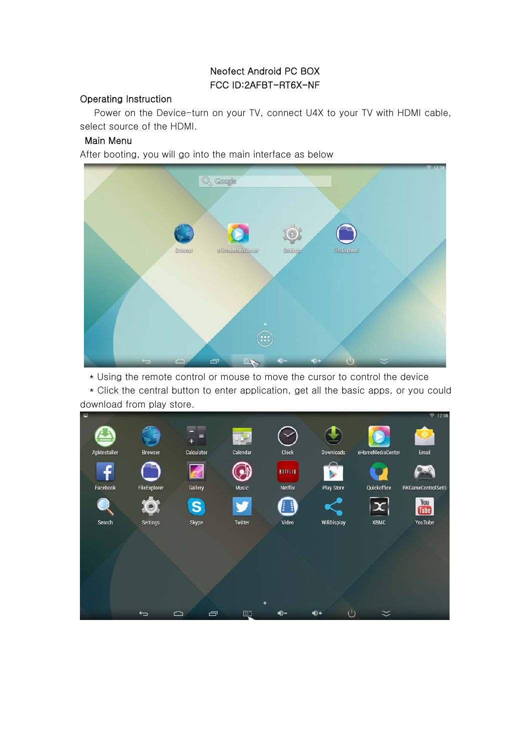Neofect Android PC BOX

FCC ID:2AFBT-RT6X-NF

## Operating Instruction

Power on the Device-turn on your TV, connect U4X to your TV with HDMI cable, select source of the HDMI.

## Main Menu

After booting, you will go into the main interface as below

* Using the remote control or mouse to move the cursor to control the device
* Click the central button to enter application, get all the basic apps, or you could download from play store.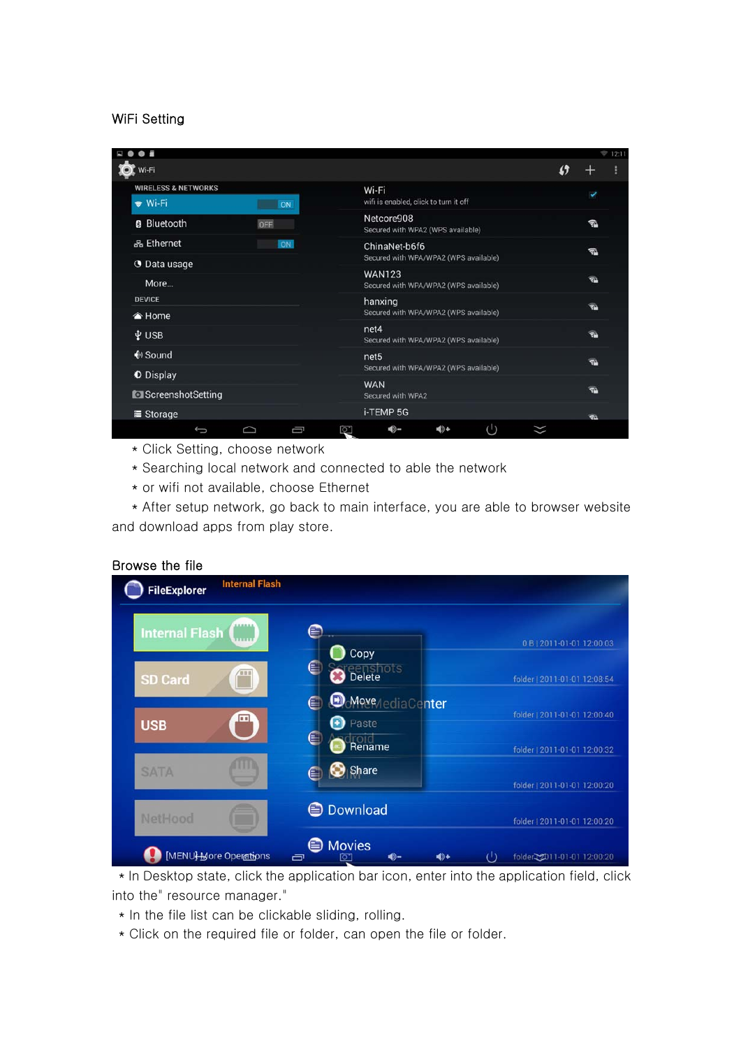WiFi Setting

* Click Setting, choose network
* Searching local network and connected to able the network
* or wifi not available, choose Ethernet
* After setup network, go back to main interface, you are able to browser website and download apps from play store.

Browse the file

* In Desktop state, click the application bar icon, enter into the application field, click into the" resource manager."
* In the file list can be clickable sliding, rolling.
* Click on the required file or folder, can open the file or folder.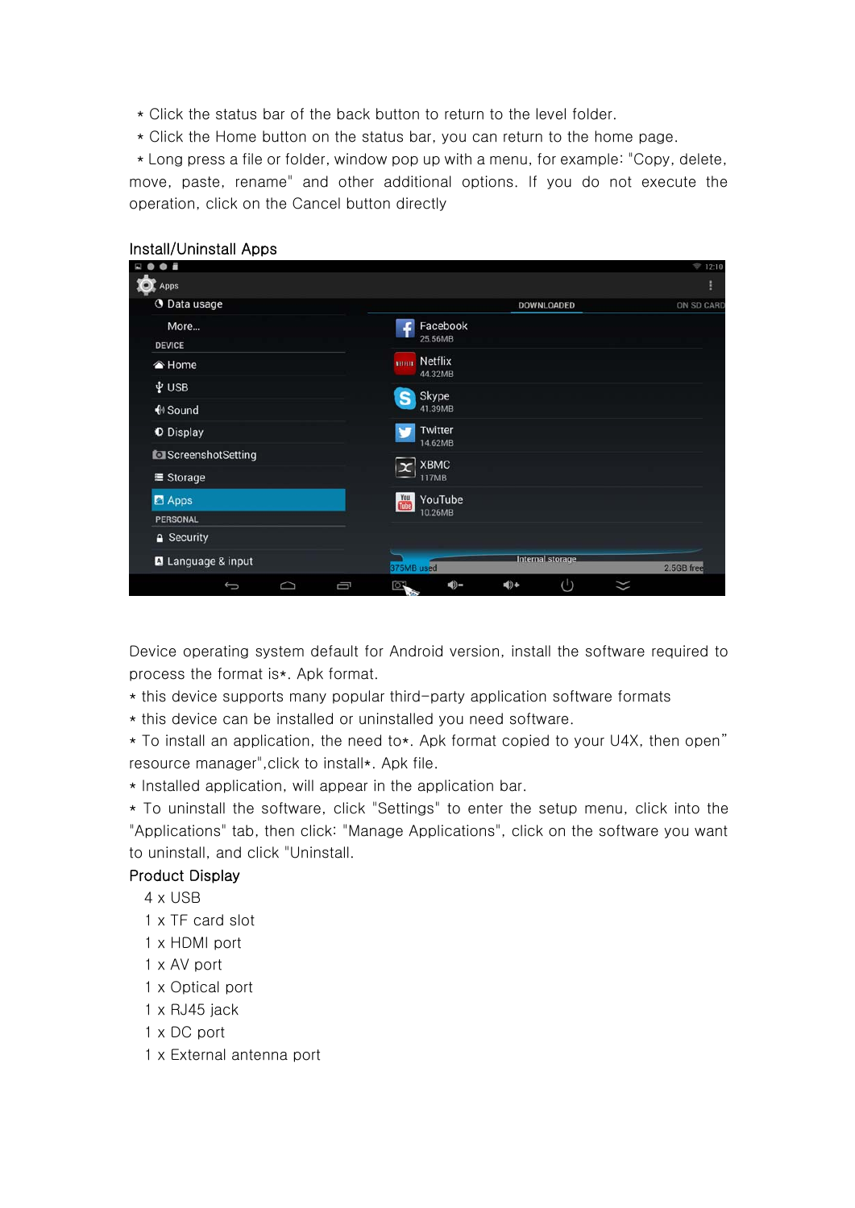* Click the status bar of the back button to return to the level folder.
* Click the Home button on the status bar, you can return to the home page.
* Long press a file or folder, window pop up with a menu, for example: "Copy, delete, move, paste, rename" and other additional options. If you do not execute the operation, click on the Cancel button directly

## Install/Uninstall Apps

Device operating system default for Android version, install the software required to process the format is*. Apk format.

* this device supports many popular third-party application software formats
* this device can be installed or uninstalled you need software.
* To install an application, the need to*. Apk format copied to your U4X, then open" resource manager",click to install*. Apk file.
* Installed application, will appear in the application bar.
* To uninstall the software, click "Settings" to enter the setup menu, click into the "Applications" tab, then click: "Manage Applications", click on the software you want to uninstall, and click "Uninstall.

## Product Display

4 x USB
1 x TF card slot
1 x HDMI port
1 x AV port
1 x Optical port
1 x RJ45 jack
1 x DC port
1 x External antenna port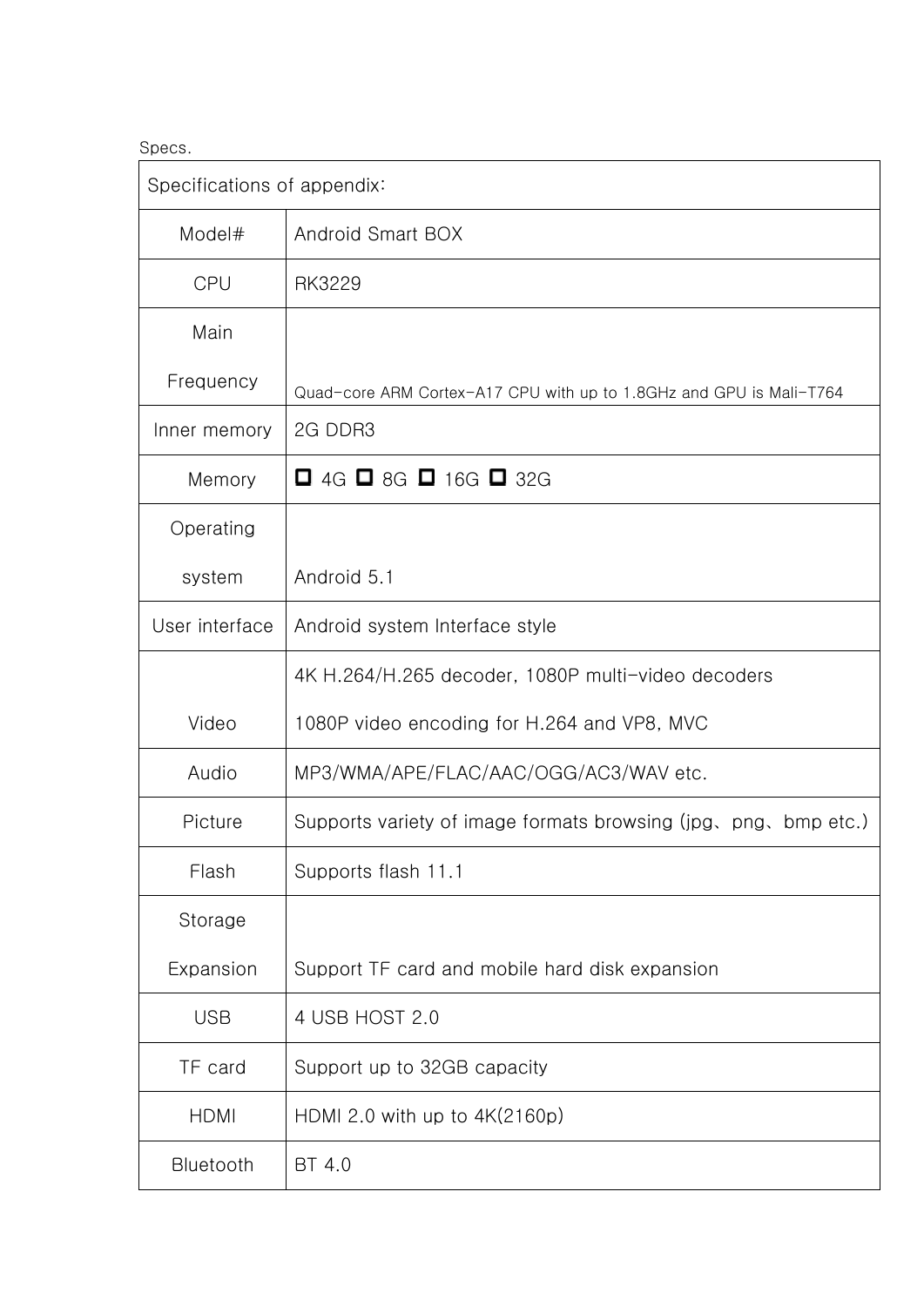Specs.

| Specifications of appendix: | |
|---|---|
| Model# | Android Smart BOX |
| CPU | RK3229 |
| Main Frequency | Quad-core ARM Cortex-A17 CPU with up to 1.8GHz and GPU is Mali-T764 |
| Inner memory | 2G DDR3 |
| Memory | ☐ 4G ☐ 8G ☐ 16G ☐ 32G |
| Operating system | Android 5.1 |
| User interface | Android system Interface style |
| Video | 4K H.264/H.265 decoder, 1080P multi-video decoders<br>1080P video encoding for H.264 and VP8, MVC |
| Audio | MP3/WMA/APE/FLAC/AAC/OGG/AC3/WAV etc. |
| Picture | Supports variety of image formats browsing (jpg、png、bmp etc.) |
| Flash | Supports flash 11.1 |
| Storage Expansion | Support TF card and mobile hard disk expansion |
| USB | 4 USB HOST 2.0 |
| TF card | Support up to 32GB capacity |
| HDMI | HDMI 2.0 with up to 4K(2160p) |
| Bluetooth | BT 4.0 |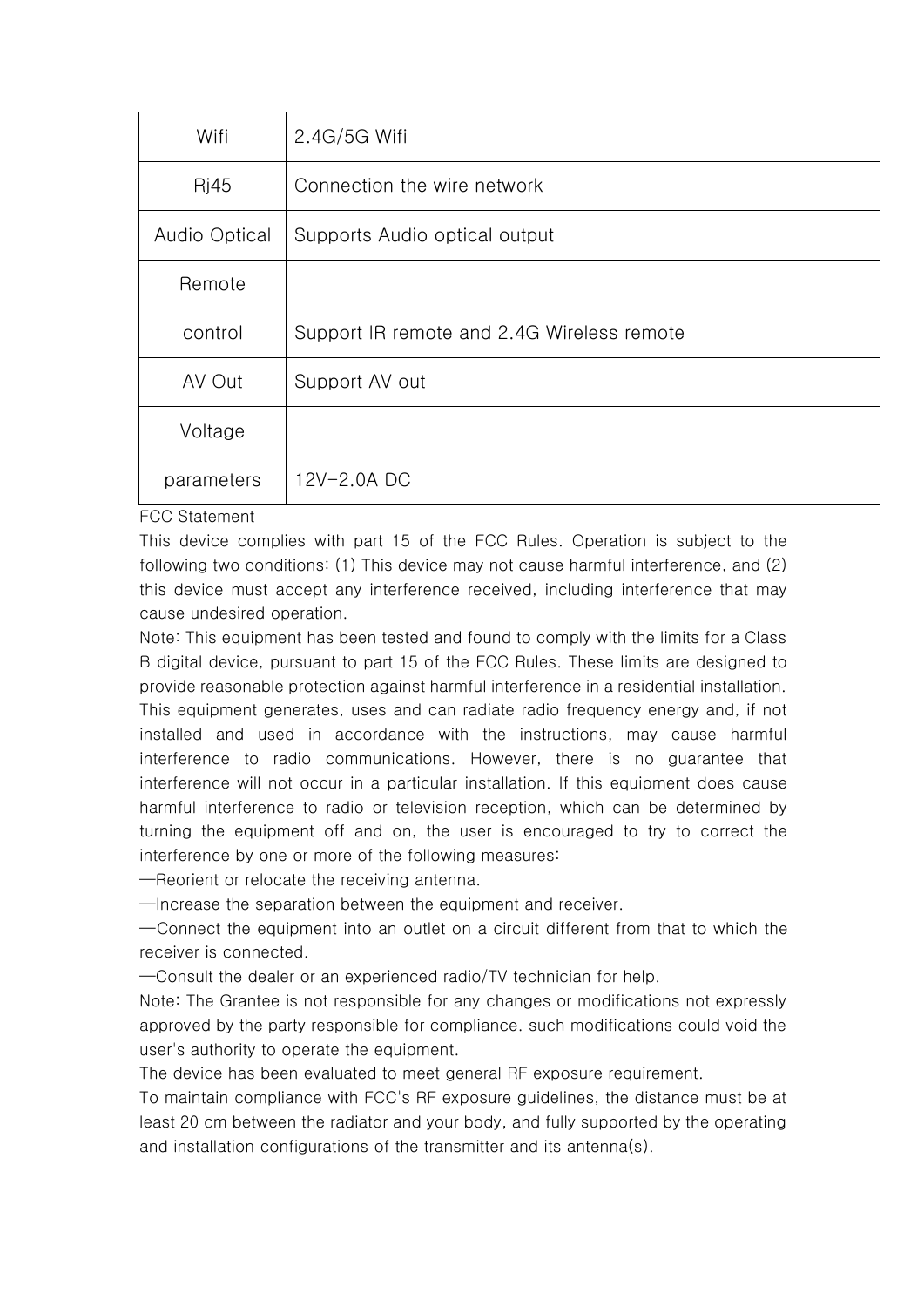| | |
|---|---|
| Wifi | 2.4G/5G Wifi |
| Rj45 | Connection the wire network |
| Audio Optical | Supports Audio optical output |
| Remote control | Support IR remote and 2.4G Wireless remote |
| AV Out | Support AV out |
| Voltage parameters | 12V-2.0A DC |

FCC Statement

This device complies with part 15 of the FCC Rules. Operation is subject to the following two conditions: (1) This device may not cause harmful interference, and (2) this device must accept any interference received, including interference that may cause undesired operation.

Note: This equipment has been tested and found to comply with the limits for a Class B digital device, pursuant to part 15 of the FCC Rules. These limits are designed to provide reasonable protection against harmful interference in a residential installation. This equipment generates, uses and can radiate radio frequency energy and, if not installed and used in accordance with the instructions, may cause harmful interference to radio communications. However, there is no guarantee that interference will not occur in a particular installation. If this equipment does cause harmful interference to radio or television reception, which can be determined by turning the equipment off and on, the user is encouraged to try to correct the interference by one or more of the following measures:

—Reorient or relocate the receiving antenna.

—Increase the separation between the equipment and receiver.

—Connect the equipment into an outlet on a circuit different from that to which the receiver is connected.

—Consult the dealer or an experienced radio/TV technician for help.

Note: The Grantee is not responsible for any changes or modifications not expressly approved by the party responsible for compliance. such modifications could void the user's authority to operate the equipment.

The device has been evaluated to meet general RF exposure requirement.

To maintain compliance with FCC's RF exposure guidelines, the distance must be at least 20 cm between the radiator and your body, and fully supported by the operating and installation configurations of the transmitter and its antenna(s).